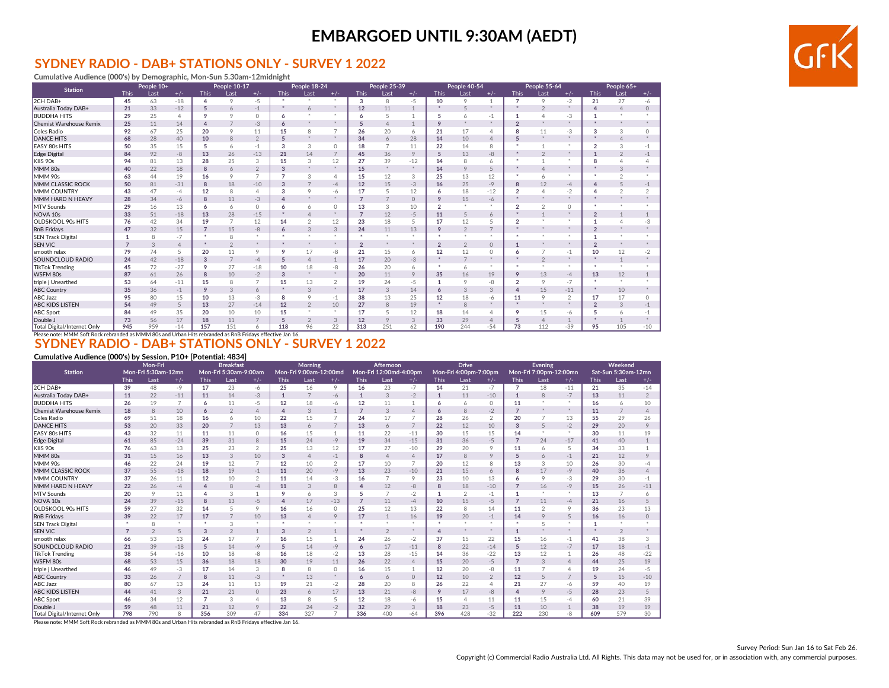# EMBARGOED UNTIL 9:30AM (AEDT)

## SYDNEY RADIO - DAB+ STATIONS ONLY - SURVEY 1 2022

**Cumulative Audience (000's) by Demographic, Mon-Sun 5.30am-12midnight**

| Station | People 10+ | | | People 10-17 | | | People 18-24 | | | People 25-39 | | | People 40-54 | | | People 55-64 | | | People 65+ | | |
|---|---|---|---|---|---|---|---|---|---|---|---|---|---|---|---|---|---|---|---|---|---|
| | This | Last | +/- | This | Last | +/- | This | Last | +/- | This | Last | +/- | This | Last | +/- | This | Last | +/- | This | Last | +/- |
| 2CH DAB+ | 45 | 63 | -18 | 4 | 9 | -5 | * | * | * | 3 | 8 | -5 | 10 | 9 | 1 | 7 | 9 | -2 | 21 | 27 | -6 |
| Australia Today DAB+ | 21 | 33 | -12 | 5 | 6 | -1 | * | 6 | * | 12 | 11 | 1 | * | 5 | * | * | 2 | * | 4 | 4 | 0 |
| BUDDHA HITS | 29 | 25 | 4 | 9 | 9 | 0 | 6 | * | * | 6 | 5 | 1 | 5 | 6 | -1 | 1 | 4 | -3 | 1 | * | * |
| Chemist Warehouse Remix | 25 | 11 | 14 | 4 | 7 | -3 | 6 | * | * | 5 | 4 | 1 | 9 | * | * | 2 | * | * | * | * | * |
| Coles Radio | 92 | 67 | 25 | 20 | 9 | 11 | 15 | 8 | 7 | 26 | 20 | 6 | 21 | 17 | 4 | 8 | 11 | -3 | 3 | 3 | 0 |
| DANCE HITS | 68 | 28 | 40 | 10 | 8 | 2 | 5 | * | * | 34 | 6 | 28 | 14 | 10 | 4 | 5 | * | * | * | 4 | * |
| EASY 80s HITS | 50 | 35 | 15 | 5 | 6 | -1 | 3 | 3 | 0 | 18 | 7 | 11 | 22 | 14 | 8 | * | 1 | * | 2 | 3 | -1 |
| Edge Digital | 84 | 92 | -8 | 13 | 26 | -13 | 21 | 14 | 7 | 45 | 36 | 9 | 5 | 13 | -8 | * | 2 | * | 1 | 2 | -1 |
| KIIS 90s | 94 | 81 | 13 | 28 | 25 | 3 | 15 | 3 | 12 | 27 | 39 | -12 | 14 | 8 | 6 | * | 1 | * | 8 | 4 | 4 |
| MMM 80s | 40 | 22 | 18 | 8 | 6 | 2 | 3 | * | * | 15 | * | * | 14 | 9 | 5 | * | 4 | * | * | 3 | * |
| MMM 90s | 63 | 44 | 19 | 16 | 9 | 7 | 7 | 3 | 4 | 15 | 12 | 3 | 25 | 13 | 12 | * | 6 | * | * | 2 | * |
| MMM CLASSIC ROCK | 50 | 81 | -31 | 8 | 18 | -10 | 3 | 7 | -4 | 12 | 15 | -3 | 16 | 25 | -9 | 8 | 12 | -4 | 4 | 5 | -1 |
| MMM COUNTRY | 43 | 47 | -4 | 12 | 8 | 4 | 3 | 9 | -6 | 17 | 5 | 12 | 6 | 18 | -12 | 2 | 4 | -2 | 4 | 2 | 2 |
| MMM HARD N HEAVY | 28 | 34 | -6 | 8 | 11 | -3 | 4 | * | * | 7 | 7 | 0 | 9 | 15 | -6 | * | * | * | * | * | * |
| MTV Sounds | 29 | 16 | 13 | 6 | 6 | 0 | 6 | 6 | 0 | 13 | 3 | 10 | 2 | * | * | 2 | 2 | 0 | * | * | * |
| NOVA 10s | 33 | 51 | -18 | 13 | 28 | -15 | * | 4 | * | 7 | 12 | -5 | 11 | 5 | 6 | * | 1 | * | 2 | 1 | 1 |
| OLDSKOOL 90s HITS | 76 | 42 | 34 | 19 | 7 | 12 | 14 | 2 | 12 | 23 | 18 | 5 | 17 | 12 | 5 | 2 | * | * | 1 | 4 | -3 |
| RnB Fridays | 47 | 32 | 15 | 7 | 15 | -8 | 6 | 3 | 3 | 24 | 11 | 13 | 9 | 2 | 7 | * | * | * | 2 | * | * |
| SEN Track Digital | 1 | 8 | -7 | * | 8 | * | * | * | * | * | * | * | * | * | * | * | * | * | 1 | * | * |
| SEN VIC | 7 | 3 | 4 | * | 2 | * | * | * | * | 2 | * | * | 2 | 2 | 0 | 1 | * | * | 2 | * | * |
| smooth relax | 79 | 74 | 5 | 20 | 11 | 9 | 9 | 17 | -8 | 21 | 15 | 6 | 12 | 12 | 0 | 6 | 7 | -1 | 10 | 12 | -2 |
| SOUNDCLOUD RADIO | 24 | 42 | -18 | 3 | 7 | -4 | 5 | 4 | 1 | 17 | 20 | -3 | * | 7 | * | * | 2 | * | * | 1 | * |
| TikTok Trending | 45 | 72 | -27 | 9 | 27 | -18 | 10 | 18 | -8 | 26 | 20 | 6 | * | 6 | * | * | * | * | * | * | * |
| WSFM 80s | 87 | 61 | 26 | 8 | 10 | -2 | 3 | * | * | 20 | 11 | 9 | 35 | 16 | 19 | 9 | 13 | -4 | 13 | 12 | 1 |
| triple j Unearthed | 53 | 64 | -11 | 15 | 8 | 7 | 15 | 13 | 2 | 19 | 24 | -5 | 1 | 9 | -8 | 2 | 9 | -7 | * | * | * |
| ABC Country | 35 | 36 | -1 | 9 | 3 | 6 | * | 3 | * | 17 | 3 | 14 | 6 | 3 | 3 | 4 | 15 | -11 | * | 10 | * |
| ABC Jazz | 95 | 80 | 15 | 10 | 13 | -3 | 8 | 9 | -1 | 38 | 13 | 25 | 12 | 18 | -6 | 11 | 9 | 2 | 17 | 17 | 0 |
| ABC KIDS LISTEN | 54 | 49 | 5 | 13 | 27 | -14 | 12 | 2 | 10 | 27 | 8 | 19 | * | 8 | * | * | * | * | 2 | 3 | -1 |
| ABC Sport | 84 | 49 | 35 | 20 | 10 | 10 | 15 | * | * | 17 | 5 | 12 | 18 | 14 | 4 | 9 | 15 | -6 | 5 | 6 | -1 |
| Double J | 73 | 56 | 17 | 18 | 11 | 7 | 5 | 2 | 3 | 12 | 9 | 3 | 33 | 29 | 4 | 5 | 4 | 1 | * | 1 | * |
| Total Digital/Internet Only | 945 | 959 | -14 | 157 | 151 | 6 | 118 | 96 | 22 | 313 | 251 | 62 | 190 | 244 | -54 | 73 | 112 | -39 | 95 | 105 | -10 |

Please note: MMM Soft Rock rebranded as MMM 80s and Urban Hits rebranded as RnB Fridays effective Jan 16.

## SYDNEY RADIO - DAB+ STATIONS ONLY - SURVEY 1 2022

**Cumulative Audience (000's) by Session, P10+ [Potential: 4834]**

| Station | Mon-Fri Mon-Fri 5:30am-12mn | | | Breakfast Mon-Fri 5:30am-9:00am | | | Morning Mon-Fri 9:00am-12:00md | | | Afternoon Mon-Fri 12:00md-4:00pm | | | Drive Mon-Fri 4:00pm-7:00pm | | | Evening Mon-Fri 7:00pm-12:00mn | | | Weekend Sat-Sun 5:30am-12mn | | |
|---|---|---|---|---|---|---|---|---|---|---|---|---|---|---|---|---|---|---|---|---|---|
| | This | Last | +/- | This | Last | +/- | This | Last | +/- | This | Last | +/- | This | Last | +/- | This | Last | +/- | This | Last | +/- |
| 2CH DAB+ | 39 | 48 | -9 | 17 | 23 | -6 | 25 | 16 | 9 | 16 | 23 | -7 | 14 | 21 | -7 | 7 | 18 | -11 | 21 | 35 | -14 |
| Australia Today DAB+ | 11 | 22 | -11 | 11 | 14 | -3 | 1 | 7 | -6 | 1 | 3 | -2 | 1 | 11 | -10 | 1 | 8 | -7 | 13 | 11 | 2 |
| BUDDHA HITS | 26 | 19 | 7 | 6 | 11 | -5 | 12 | 18 | -6 | 12 | 11 | 1 | 6 | 6 | 0 | 11 | * | * | 16 | 6 | 10 |
| Chemist Warehouse Remix | 18 | 8 | 10 | 6 | 2 | 4 | 4 | 3 | 1 | 7 | 3 | 4 | 6 | 8 | -2 | 7 | * | * | 11 | 7 | 4 |
| Coles Radio | 69 | 51 | 18 | 16 | 6 | 10 | 22 | 15 | 7 | 24 | 17 | 7 | 28 | 26 | 2 | 20 | 7 | 13 | 55 | 29 | 26 |
| DANCE HITS | 53 | 20 | 33 | 20 | 7 | 13 | 13 | 6 | 7 | 13 | 6 | 7 | 22 | 12 | 10 | 3 | 5 | -2 | 29 | 20 | 9 |
| EASY 80s HITS | 43 | 32 | 11 | 11 | 11 | 0 | 16 | 15 | 1 | 11 | 22 | -11 | 30 | 15 | 15 | 14 | * | * | 30 | 11 | 19 |
| Edge Digital | 61 | 85 | -24 | 39 | 31 | 8 | 15 | 24 | -9 | 19 | 34 | -15 | 31 | 36 | -5 | 7 | 24 | -17 | 41 | 40 | 1 |
| KIIS 90s | 76 | 63 | 13 | 25 | 23 | 2 | 25 | 13 | 12 | 17 | 27 | -10 | 29 | 20 | 9 | 11 | 6 | 5 | 34 | 33 | 1 |
| MMM 80s | 31 | 15 | 16 | 13 | 3 | 10 | 3 | 4 | -1 | 8 | 4 | 4 | 17 | 8 | 9 | 5 | 6 | -1 | 21 | 12 | 9 |
| MMM 90s | 46 | 22 | 24 | 19 | 12 | 7 | 12 | 10 | 2 | 17 | 10 | 7 | 20 | 12 | 8 | 13 | 3 | 10 | 26 | 30 | -4 |
| MMM CLASSIC ROCK | 37 | 55 | -18 | 18 | 19 | -1 | 11 | 20 | -9 | 13 | 23 | -10 | 21 | 15 | 6 | 8 | 17 | -9 | 40 | 36 | 4 |
| MMM COUNTRY | 37 | 26 | 11 | 12 | 10 | 2 | 11 | 14 | -3 | 16 | 7 | 9 | 23 | 10 | 13 | 6 | 9 | -3 | 29 | 30 | -1 |
| MMM HARD N HEAVY | 22 | 26 | -4 | 4 | 8 | -4 | 11 | 3 | 8 | 4 | 12 | -8 | 8 | 18 | -10 | 7 | 16 | -9 | 15 | 26 | -11 |
| MTV Sounds | 20 | 9 | 11 | 4 | 3 | 1 | 9 | 6 | 3 | 5 | 7 | -2 | 1 | 2 | -1 | 1 | * | * | 13 | 7 | 6 |
| NOVA 10s | 24 | 39 | -15 | 8 | 13 | -5 | 4 | 17 | -13 | 7 | 11 | -4 | 10 | 15 | -5 | 7 | 11 | -4 | 21 | 16 | 5 |
| OLDSKOOL 90s HITS | 59 | 27 | 32 | 14 | 5 | 9 | 16 | 16 | 0 | 25 | 12 | 13 | 22 | 8 | 14 | 11 | 2 | 9 | 36 | 23 | 13 |
| RnB Fridays | 39 | 22 | 17 | 17 | 7 | 10 | 13 | 4 | 9 | 17 | 1 | 16 | 19 | 20 | -1 | 14 | 9 | 5 | 16 | 16 | 0 |
| SEN Track Digital | * | 8 | * | * | 3 | * | * | * | * | * | * | * | * | * | * | * | 5 | * | 1 | * | * |
| SEN VIC | 7 | 2 | 5 | 3 | 2 | 1 | 3 | 2 | 1 | * | 2 | * | 4 | * | * | 1 | * | * | * | 2 | * |
| smooth relax | 66 | 53 | 13 | 24 | 17 | 7 | 16 | 15 | 1 | 24 | 26 | -2 | 37 | 15 | 22 | 15 | 16 | -1 | 41 | 38 | 3 |
| SOUNDCLOUD RADIO | 21 | 39 | -18 | 5 | 14 | -9 | 5 | 14 | -9 | 6 | 17 | -11 | 8 | 22 | -14 | 5 | 12 | -7 | 17 | 18 | -1 |
| TikTok Trending | 38 | 54 | -16 | 10 | 18 | -8 | 16 | 18 | -2 | 13 | 28 | -15 | 14 | 36 | -22 | 13 | 12 | 1 | 26 | 48 | -22 |
| WSFM 80s | 68 | 53 | 15 | 36 | 18 | 18 | 30 | 19 | 11 | 26 | 22 | 4 | 15 | 20 | -5 | 7 | 3 | 4 | 44 | 25 | 19 |
| triple j Unearthed | 46 | 49 | -3 | 17 | 14 | 3 | 8 | 8 | 0 | 16 | 15 | 1 | 12 | 20 | -8 | 11 | 7 | 4 | 19 | 24 | -5 |
| ABC Country | 33 | 26 | 7 | 8 | 11 | -3 | * | 13 | * | 6 | 6 | 0 | 12 | 10 | 2 | 12 | 5 | 7 | 5 | 15 | -10 |
| ABC Jazz | 80 | 67 | 13 | 24 | 11 | 13 | 19 | 21 | -2 | 28 | 20 | 8 | 26 | 22 | 4 | 21 | 27 | -6 | 59 | 40 | 19 |
| ABC KIDS LISTEN | 44 | 41 | 3 | 21 | 21 | 0 | 23 | 6 | 17 | 13 | 21 | -8 | 9 | 17 | -8 | 4 | 9 | -5 | 28 | 23 | 5 |
| ABC Sport | 46 | 34 | 12 | 7 | 3 | 4 | 13 | 8 | 5 | 12 | 18 | -6 | 15 | 4 | 11 | 11 | 15 | -4 | 60 | 21 | 39 |
| Double J | 59 | 48 | 11 | 21 | 12 | 9 | 22 | 24 | -2 | 32 | 29 | 3 | 18 | 23 | -5 | 11 | 10 | 1 | 38 | 19 | 19 |
| Total Digital/Internet Only | 798 | 790 | 8 | 356 | 309 | 47 | 334 | 327 | 7 | 336 | 400 | -64 | 396 | 428 | -32 | 222 | 230 | -8 | 609 | 579 | 30 |

Please note: MMM Soft Rock rebranded as MMM 80s and Urban Hits rebranded as RnB Fridays effective Jan 16.

Survey Period: Sun Jan 16 to Sat Feb 26.

Copyright (c) Commercial Radio Australia Ltd. All Rights. This data may not be used for, or in association with, any commercial purposes.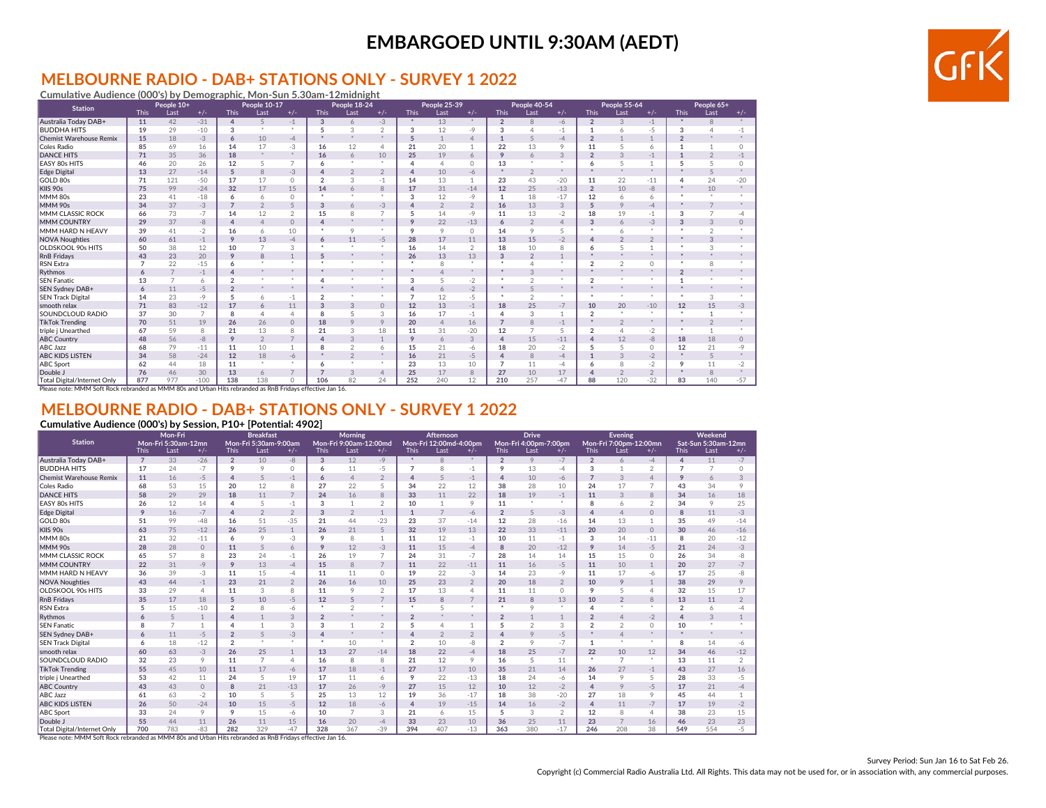# EMBARGOED UNTIL 9:30AM (AEDT)

## MELBOURNE RADIO - DAB+ STATIONS ONLY - SURVEY 1 2022

**Cumulative Audience (000's) by Demographic, Mon-Sun 5.30am-12midnight**

| Station | People 10+ | | | People 10-17 | | | People 18-24 | | | People 25-39 | | | People 40-54 | | | People 55-64 | | | People 65+ | | |
|---|---|---|---|---|---|---|---|---|---|---|---|---|---|---|---|---|---|---|---|---|---|
| | This | Last | +/- | This | Last | +/- | This | Last | +/- | This | Last | +/- | This | Last | +/- | This | Last | +/- | This | Last | +/- |
| Australia Today DAB+ | 11 | 42 | -31 | 4 | 5 | -1 | 3 | 6 | -3 | * | 13 | * | 2 | 8 | -6 | 2 | 3 | -1 | * | 8 | * |
| BUDDHA HITS | 19 | 29 | -10 | 3 | * | * | 5 | 3 | 2 | 3 | 12 | -9 | 3 | 4 | -1 | 1 | 6 | -5 | 3 | 4 | -1 |
| Chemist Warehouse Remix | 15 | 18 | -3 | 6 | 10 | -4 | * | * | * | 5 | 1 | 4 | 1 | 5 | -4 | 2 | 1 | 1 | 2 | * | * |
| Coles Radio | 85 | 69 | 16 | 14 | 17 | -3 | 16 | 12 | 4 | 21 | 20 | 1 | 22 | 13 | 9 | 11 | 5 | 6 | 1 | 1 | 0 |
| DANCE HITS | 71 | 35 | 36 | 18 | * | * | 16 | 6 | 10 | 25 | 19 | 6 | 9 | 6 | 3 | 2 | 3 | -1 | 1 | 2 | -1 |
| EASY 80s HITS | 46 | 20 | 26 | 12 | 5 | 7 | 6 | * | * | 4 | 4 | 0 | 13 | * | * | 6 | 5 | 1 | 5 | 5 | 0 |
| Edge Digital | 13 | 27 | -14 | 5 | 8 | -3 | 4 | 2 | 2 | 4 | 10 | -6 | * | 2 | * | * | * | * | * | 5 | * |
| GOLD 80s | 71 | 121 | -50 | 17 | 17 | 0 | 2 | 3 | -1 | 14 | 13 | 1 | 23 | 43 | -20 | 11 | 22 | -11 | 4 | 24 | -20 |
| KIIS 90s | 75 | 99 | -24 | 32 | 17 | 15 | 14 | 6 | 8 | 17 | 31 | -14 | 12 | 25 | -13 | 2 | 10 | -8 | * | 10 | * |
| MMM 80s | 23 | 41 | -18 | 6 | 6 | 0 | * | * | * | 3 | 12 | -9 | 1 | 18 | -17 | 12 | 6 | 6 | * | * | * |
| MMM 90s | 34 | 37 | -3 | 7 | 2 | 5 | 3 | 6 | -3 | 4 | 2 | 2 | 16 | 13 | 3 | 5 | 9 | -4 | * | 7 | * |
| MMM CLASSIC ROCK | 66 | 73 | -7 | 14 | 12 | 2 | 15 | 8 | 7 | 5 | 14 | -9 | 11 | 13 | -2 | 18 | 19 | -1 | 3 | 7 | -4 |
| MMM COUNTRY | 29 | 37 | -8 | 4 | 4 | 0 | 4 | * | * | 9 | 22 | -13 | 6 | 2 | 4 | 3 | 6 | -3 | 3 | 3 | 0 |
| MMM HARD N HEAVY | 39 | 41 | -2 | 16 | 6 | 10 | * | 9 | * | 9 | 9 | 0 | 14 | 9 | 5 | * | 6 | * | * | 2 | * |
| NOVA Noughties | 60 | 61 | -1 | 9 | 13 | -4 | 6 | 11 | -5 | 28 | 17 | 11 | 13 | 15 | -2 | 4 | 2 | 2 | * | 3 | * |
| OLDSKOOL 90s HITS | 50 | 38 | 12 | 10 | 7 | 3 | * | * | * | 16 | 14 | 2 | 18 | 10 | 8 | 6 | 5 | 1 | * | 3 | * |
| RnB Fridays | 43 | 23 | 20 | 9 | 8 | 1 | 5 | * | * | 26 | 13 | 13 | 3 | 2 | 1 | * | * | * | * | * | * |
| RSN Extra | 7 | 22 | -15 | 6 | * | * | * | * | * | * | 8 | * | * | 4 | * | 2 | 2 | 0 | * | 8 | * |
| Rythmos | 6 | 7 | -1 | 4 | * | * | * | * | * | * | 4 | * | * | 3 | * | * | * | * | 2 | * | * |
| SEN Fanatic | 13 | 7 | 6 | 2 | * | * | 4 | * | * | 3 | 5 | -2 | * | 2 | * | 2 | * | * | 1 | * | * |
| SEN Sydney DAB+ | 6 | 11 | -5 | 2 | * | * | * | * | * | 4 | 6 | -2 | * | 5 | * | * | * | * | * | * | * |
| SEN Track Digital | 14 | 23 | -9 | 5 | 6 | -1 | 2 | * | * | 7 | 12 | -5 | * | 2 | * | * | * | * | * | 3 | * |
| smooth relax | 71 | 83 | -12 | 17 | 6 | 11 | 3 | 3 | 0 | 12 | 13 | -1 | 18 | 25 | -7 | 10 | 20 | -10 | 12 | 15 | -3 |
| SOUNDCLOUD RADIO | 37 | 30 | 7 | 8 | 4 | 4 | 8 | 5 | 3 | 16 | 17 | -1 | 4 | 3 | 1 | 2 | * | * | * | 1 | * |
| TikTok Trending | 70 | 51 | 19 | 26 | 26 | 0 | 18 | 9 | 9 | 20 | 4 | 16 | 7 | 8 | -1 | * | 2 | * | * | 2 | * |
| triple j Unearthed | 67 | 59 | 8 | 21 | 13 | 8 | 21 | 3 | 18 | 11 | 31 | -20 | 12 | 7 | 5 | 2 | 4 | -2 | * | 1 | * |
| ABC Country | 48 | 56 | -8 | 9 | 2 | 7 | 4 | 3 | 1 | 9 | 6 | 3 | 4 | 15 | -11 | 4 | 12 | -8 | 18 | 18 | 0 |
| ABC Jazz | 68 | 79 | -11 | 11 | 10 | 1 | 8 | 2 | 6 | 15 | 21 | -6 | 18 | 20 | -2 | 5 | 5 | 0 | 12 | 21 | -9 |
| ABC KIDS LISTEN | 34 | 58 | -24 | 12 | 18 | -6 | * | 2 | * | 16 | 21 | -5 | 4 | 8 | -4 | 1 | 3 | -2 | * | 5 | * |
| ABC Sport | 62 | 44 | 18 | 11 | * | * | 6 | * | * | 23 | 13 | 10 | 7 | 11 | -4 | 6 | 8 | -2 | 9 | 11 | -2 |
| Double J | 76 | 46 | 30 | 13 | 6 | 7 | 7 | 3 | 4 | 25 | 17 | 8 | 27 | 10 | 17 | 4 | 2 | 2 | * | 8 | * |
| Total Digital/Internet Only | 877 | 977 | -100 | 138 | 138 | 0 | 106 | 82 | 24 | 252 | 240 | 12 | 210 | 257 | -47 | 88 | 120 | -32 | 83 | 140 | -57 |

Please note: MMM Soft Rock rebranded as MMM 80s and Urban Hits rebranded as RnB Fridays effective Jan 16.

## MELBOURNE RADIO - DAB+ STATIONS ONLY - SURVEY 1 2022

**Cumulative Audience (000's) by Session, P10+ [Potential: 4902]**

| Station | Mon-Fri Mon-Fri 5:30am-12mn | | | Breakfast Mon-Fri 5:30am-9:00am | | | Morning Mon-Fri 9:00am-12:00md | | | Afternoon Mon-Fri 12:00md-4:00pm | | | Drive Mon-Fri 4:00pm-7:00pm | | | Evening Mon-Fri 7:00pm-12:00mn | | | Weekend Sat-Sun 5:30am-12mn | | |
|---|---|---|---|---|---|---|---|---|---|---|---|---|---|---|---|---|---|---|---|---|---|
| | This | Last | +/- | This | Last | +/- | This | Last | +/- | This | Last | +/- | This | Last | +/- | This | Last | +/- | This | Last | +/- |
| Australia Today DAB+ | 7 | 33 | -26 | 2 | 10 | -8 | 3 | 12 | -9 | * | 8 | * | 2 | 9 | -7 | 2 | 6 | -4 | 4 | 11 | -7 |
| BUDDHA HITS | 17 | 24 | -7 | 9 | 9 | 0 | 6 | 11 | -5 | 7 | 8 | -1 | 9 | 13 | -4 | 3 | 1 | 2 | 7 | 7 | 0 |
| Chemist Warehouse Remix | 11 | 16 | -5 | 4 | 5 | -1 | 6 | 4 | 2 | 4 | 5 | -1 | 4 | 10 | -6 | 7 | 3 | 4 | 9 | 6 | 3 |
| Coles Radio | 68 | 53 | 15 | 20 | 12 | 8 | 27 | 22 | 5 | 34 | 22 | 12 | 38 | 28 | 10 | 24 | 17 | 7 | 43 | 34 | 9 |
| DANCE HITS | 58 | 29 | 29 | 18 | 11 | 7 | 24 | 16 | 8 | 33 | 11 | 22 | 18 | 19 | -1 | 11 | 3 | 8 | 34 | 16 | 18 |
| EASY 80s HITS | 26 | 12 | 14 | 4 | 5 | -1 | 3 | 1 | 2 | 10 | 1 | 9 | 11 | * | * | 8 | 6 | 2 | 34 | 9 | 25 |
| Edge Digital | 9 | 16 | -7 | 4 | 2 | 2 | 3 | 2 | 1 | 1 | 7 | -6 | 2 | 5 | -3 | 4 | 4 | 0 | 8 | 11 | -3 |
| GOLD 80s | 51 | 99 | -48 | 16 | 51 | -35 | 21 | 44 | -23 | 23 | 37 | -14 | 12 | 28 | -16 | 14 | 13 | 1 | 35 | 49 | -14 |
| KIIS 90s | 63 | 75 | -12 | 26 | 25 | 1 | 26 | 21 | 5 | 32 | 19 | 13 | 22 | 33 | -11 | 20 | 20 | 0 | 30 | 46 | -16 |
| MMM 80s | 21 | 32 | -11 | 6 | 9 | -3 | 9 | 8 | 1 | 11 | 12 | -1 | 10 | 11 | -1 | 3 | 14 | -11 | 8 | 20 | -12 |
| MMM 90s | 28 | 28 | 0 | 11 | 5 | 6 | 9 | 12 | -3 | 11 | 15 | -4 | 8 | 20 | -12 | 9 | 14 | -5 | 21 | 24 | -3 |
| MMM CLASSIC ROCK | 65 | 57 | 8 | 23 | 24 | -1 | 26 | 19 | 7 | 24 | 31 | -7 | 28 | 14 | 14 | 15 | 15 | 0 | 26 | 34 | -8 |
| MMM COUNTRY | 22 | 31 | -9 | 9 | 13 | -4 | 15 | 8 | 7 | 11 | 22 | -11 | 11 | 16 | -5 | 11 | 10 | 1 | 20 | 27 | -7 |
| MMM HARD N HEAVY | 36 | 39 | -3 | 11 | 15 | -4 | 11 | 11 | 0 | 19 | 22 | -3 | 14 | 23 | -9 | 11 | 17 | -6 | 17 | 25 | -8 |
| NOVA Noughties | 43 | 44 | -1 | 23 | 21 | 2 | 26 | 16 | 10 | 25 | 23 | 2 | 20 | 18 | 2 | 10 | 9 | 1 | 38 | 29 | 9 |
| OLDSKOOL 90s HITS | 33 | 29 | 4 | 11 | 3 | 8 | 11 | 9 | 2 | 17 | 13 | 4 | 11 | 11 | 0 | 9 | 5 | 4 | 32 | 15 | 17 |
| RnB Fridays | 35 | 17 | 18 | 5 | 10 | -5 | 12 | 5 | 7 | 15 | 8 | 7 | 21 | 8 | 13 | 10 | 2 | 8 | 13 | 11 | 2 |
| RSN Extra | 5 | 15 | -10 | 2 | 8 | -6 | * | 2 | * | * | 5 | * | * | 9 | * | 4 | * | * | 2 | 6 | -4 |
| Rythmos | 6 | 5 | 1 | 4 | 1 | 3 | 2 | * | * | 2 | * | * | 2 | 1 | 1 | 2 | 4 | -2 | 4 | 3 | 1 |
| SEN Fanatic | 8 | 7 | 1 | 4 | 1 | 3 | 3 | 1 | 2 | 5 | 4 | 1 | 5 | 2 | 3 | 2 | 2 | 0 | 10 | * | * |
| SEN Sydney DAB+ | 6 | 11 | -5 | 2 | 5 | -3 | 4 | * | * | 4 | 2 | 2 | 4 | 9 | -5 | * | 4 | * | * | * | * |
| SEN Track Digital | 6 | 18 | -12 | 2 | * | * | * | 10 | * | 2 | 10 | -8 | 2 | 9 | -7 | 1 | * | * | 8 | 14 | -6 |
| smooth relax | 60 | 63 | -3 | 26 | 25 | 1 | 13 | 27 | -14 | 18 | 22 | -4 | 18 | 25 | -7 | 22 | 10 | 12 | 34 | 46 | -12 |
| SOUNDCLOUD RADIO | 32 | 23 | 9 | 11 | 7 | 4 | 16 | 8 | 8 | 21 | 12 | 9 | 16 | 5 | 11 | * | 7 | * | 13 | 11 | 2 |
| TikTok Trending | 55 | 45 | 10 | 11 | 17 | -6 | 17 | 18 | -1 | 27 | 17 | 10 | 35 | 21 | 14 | 26 | 27 | -1 | 43 | 27 | 16 |
| triple j Unearthed | 53 | 42 | 11 | 24 | 5 | 19 | 17 | 11 | 6 | 9 | 22 | -13 | 18 | 24 | -6 | 14 | 9 | 5 | 28 | 33 | -5 |
| ABC Country | 43 | 43 | 0 | 8 | 21 | -13 | 17 | 26 | -9 | 27 | 15 | 12 | 10 | 12 | -2 | 4 | 9 | -5 | 17 | 21 | -4 |
| ABC Jazz | 61 | 63 | -2 | 10 | 5 | 5 | 25 | 13 | 12 | 19 | 36 | -17 | 18 | 38 | -20 | 27 | 18 | 9 | 45 | 44 | 1 |
| ABC KIDS LISTEN | 26 | 50 | -24 | 10 | 15 | -5 | 12 | 18 | -6 | 4 | 19 | -15 | 14 | 16 | -2 | 4 | 11 | -7 | 17 | 19 | -2 |
| ABC Sport | 33 | 24 | 9 | 9 | 15 | -6 | 10 | 7 | 3 | 21 | 6 | 15 | 5 | 3 | 2 | 12 | 8 | 4 | 38 | 23 | 15 |
| Double J | 55 | 44 | 11 | 26 | 11 | 15 | 16 | 20 | -4 | 33 | 23 | 10 | 36 | 25 | 11 | 23 | 7 | 16 | 46 | 23 | 23 |
| Total Digital/Internet Only | 700 | 783 | -83 | 282 | 329 | -47 | 328 | 367 | -39 | 394 | 407 | -13 | 363 | 380 | -17 | 246 | 208 | 38 | 549 | 554 | -5 |

Please note: MMM Soft Rock rebranded as MMM 80s and Urban Hits rebranded as RnB Fridays effective Jan 16.

Survey Period: Sun Jan 16 to Sat Feb 26.

Copyright (c) Commercial Radio Australia Ltd. All Rights. This data may not be used for, or in association with, any commercial purposes.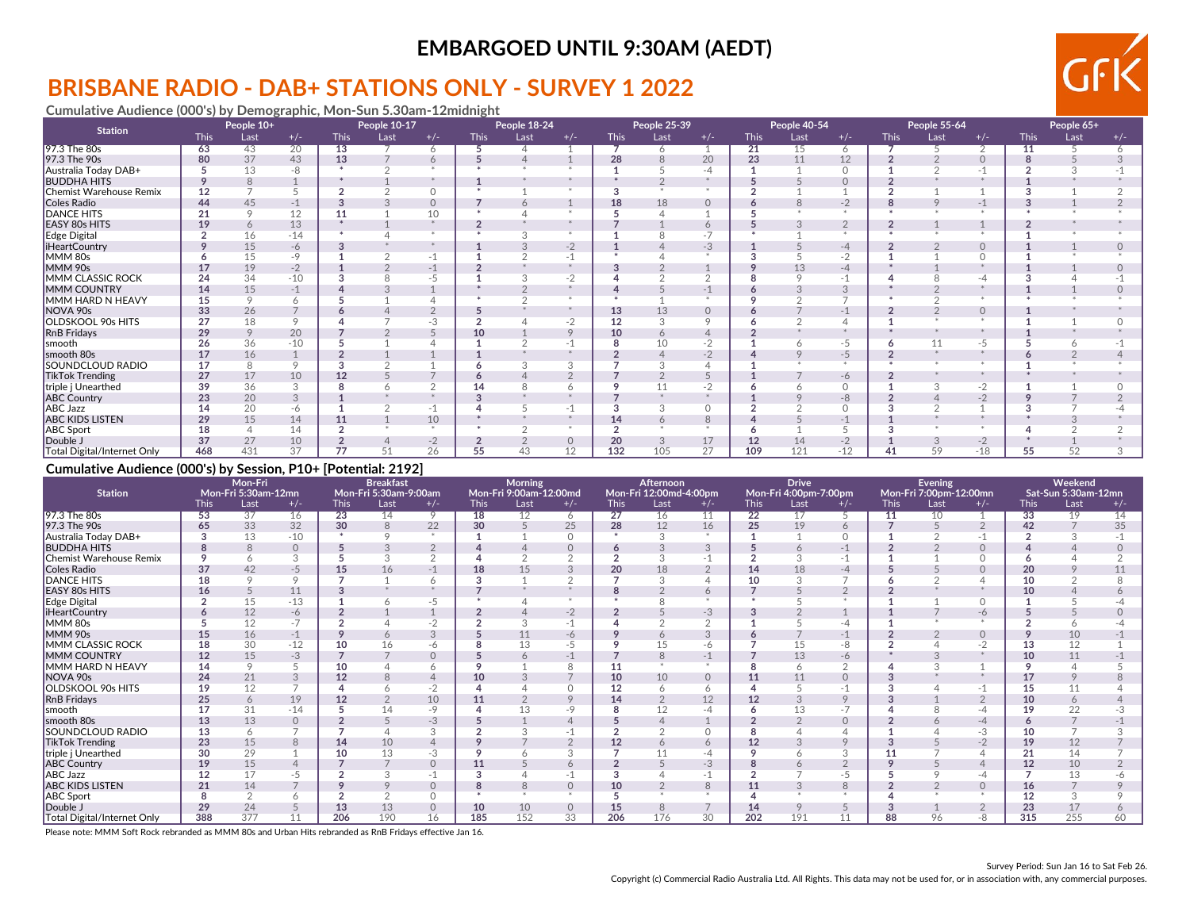**EMBARGOED UNTIL 9:30AM (AEDT)**

# BRISBANE RADIO - DAB+ STATIONS ONLY - SURVEY 1 2022

### Cumulative Audience (000's) by Demographic, Mon-Sun 5.30am-12midnight

| Station | People 10+ | | | People 10-17 | | | People 18-24 | | | People 25-39 | | | People 40-54 | | | People 55-64 | | | People 65+ | | |
|---|---|---|---|---|---|---|---|---|---|---|---|---|---|---|---|---|---|---|---|---|---|
| | This | Last | +/- | This | Last | +/- | This | Last | +/- | This | Last | +/- | This | Last | +/- | This | Last | +/- | This | Last | +/- |
| 97.3 The 80s | 63 | 43 | 20 | 13 | 7 | 6 | 5 | 4 | 1 | 7 | 6 | 1 | 21 | 15 | 6 | 7 | 5 | 2 | 11 | 5 | 6 |
| 97.3 The 90s | 80 | 37 | 43 | 13 | 7 | 6 | 5 | 4 | 1 | 28 | 8 | 20 | 23 | 11 | 12 | 2 | 2 | 0 | 8 | 5 | 3 |
| Australia Today DAB+ | 5 | 13 | -8 | * | 2 | * | * | * | * | 1 | 5 | -4 | 1 | 1 | 0 | 1 | 2 | -1 | 2 | 3 | -1 |
| BUDDHA HITS | 9 | 8 | 1 | * | 1 | * | 1 | * | * | * | 2 | * | 5 | 5 | 0 | 2 | * | * | 1 | * | * |
| Chemist Warehouse Remix | 12 | 7 | 5 | 2 | 2 | 0 | * | 1 | * | 3 | * | * | 2 | 1 | 1 | 2 | 1 | 1 | 3 | 1 | 2 |
| Coles Radio | 44 | 45 | -1 | 3 | 3 | 0 | 7 | 6 | 1 | 18 | 18 | 0 | 6 | 8 | -2 | 8 | 9 | -1 | 3 | 1 | 2 |
| DANCE HITS | 21 | 9 | 12 | 11 | 1 | 10 | * | 4 | * | 5 | 4 | 1 | 5 | * | * | * | * | * | * | * | * |
| EASY 80s HITS | 19 | 6 | 13 | * | 1 | * | 2 | * | * | 7 | 1 | 6 | 5 | 3 | 2 | 2 | 1 | 1 | 2 | * | * |
| Edge Digital | 2 | 16 | -14 | * | 4 | * | * | 3 | * | 1 | 8 | -7 | * | 1 | * | * | * | * | 1 | * | * |
| iHeartCountry | 9 | 15 | -6 | 3 | * | * | 1 | 3 | -2 | 1 | 4 | -3 | 1 | 5 | -4 | 2 | 2 | 0 | 1 | 1 | 0 |
| MMM 80s | 6 | 15 | -9 | 1 | 2 | -1 | 1 | 2 | -1 | * | 4 | * | 3 | 5 | -2 | 1 | 1 | 0 | 1 | * | * |
| MMM 90s | 17 | 19 | -2 | 1 | 2 | -1 | 2 | * | * | 3 | 2 | 1 | 9 | 13 | -4 | * | 1 | * | 1 | 1 | 0 |
| MMM CLASSIC ROCK | 24 | 34 | -10 | 3 | 8 | -5 | 1 | 3 | -2 | 4 | 2 | 2 | 8 | 9 | -1 | 4 | 8 | -4 | 3 | 4 | -1 |
| MMM COUNTRY | 14 | 15 | -1 | 4 | 3 | 1 | * | 2 | * | 4 | 5 | -1 | 6 | 3 | 3 | * | 2 | * | 1 | 1 | 0 |
| MMM HARD N HEAVY | 15 | 9 | 6 | 5 | 1 | 4 | * | 2 | * | * | 1 | * | 9 | 2 | 7 | * | 2 | * | * | * | * |
| NOVA 90s | 33 | 26 | 7 | 6 | 4 | 2 | 5 | * | * | 13 | 13 | 0 | 6 | 7 | -1 | 2 | 2 | 0 | 1 | * | * |
| OLDSKOOL 90s HITS | 27 | 18 | 9 | 4 | 7 | -3 | 2 | 4 | -2 | 12 | 3 | 9 | 6 | 2 | 4 | 1 | * | * | 1 | 1 | 0 |
| RnB Fridays | 29 | 9 | 20 | 7 | 2 | 5 | 10 | 1 | 9 | 10 | 6 | 4 | 2 | * | * | * | * | * | 1 | * | * |
| smooth | 26 | 36 | -10 | 5 | 1 | 4 | 1 | 2 | -1 | 8 | 10 | -2 | 1 | 6 | -5 | 6 | 11 | -5 | 5 | 6 | -1 |
| smooth 80s | 17 | 16 | 1 | 2 | 1 | 1 | 1 | * | * | 2 | 4 | -2 | 4 | 9 | -5 | 2 | * | * | 6 | 2 | 4 |
| SOUNDCLOUD RADIO | 17 | 8 | 9 | 3 | 2 | 1 | 6 | 3 | 3 | 7 | 3 | 4 | 1 | * | * | * | * | * | 1 | * | * |
| TikTok Trending | 27 | 17 | 10 | 12 | 5 | 7 | 6 | 4 | 2 | 7 | 2 | 5 | 1 | 7 | -6 | 2 | * | * | * | * | * |
| triple j Unearthed | 39 | 36 | 3 | 8 | 6 | 2 | 14 | 8 | 6 | 9 | 11 | -2 | 6 | 6 | 0 | 1 | 3 | -2 | 1 | 1 | 0 |
| ABC Country | 23 | 20 | 3 | 1 | * | * | 3 | * | * | 7 | * | * | 1 | 9 | -8 | 2 | 4 | -2 | 9 | 7 | 2 |
| ABC Jazz | 14 | 20 | -6 | 1 | 2 | -1 | 4 | 5 | -1 | 3 | 3 | 0 | 2 | 2 | 0 | 3 | 2 | 1 | 3 | 7 | -4 |
| ABC KIDS LISTEN | 29 | 15 | 14 | 11 | 1 | 10 | * | * | * | 14 | 6 | 8 | 4 | 5 | -1 | 1 | * | * | * | 3 | * |
| ABC Sport | 18 | 4 | 14 | 2 | * | * | * | 2 | * | 2 | * | * | 6 | 1 | 5 | 3 | * | * | 4 | 2 | 2 |
| Double J | 37 | 27 | 10 | 2 | 4 | -2 | 2 | 2 | 0 | 20 | 3 | 17 | 12 | 14 | -2 | 1 | 3 | -2 | * | 1 | * |
| Total Digital/Internet Only | 468 | 431 | 37 | 77 | 51 | 26 | 55 | 43 | 12 | 132 | 105 | 27 | 109 | 121 | -12 | 41 | 59 | -18 | 55 | 52 | 3 |

### Cumulative Audience (000's) by Session, P10+ [Potential: 2192]

| Station | Mon-Fri Mon-Fri 5:30am-12mn | | | Breakfast Mon-Fri 5:30am-9:00am | | | Morning Mon-Fri 9:00am-12:00md | | | Afternoon Mon-Fri 12:00md-4:00pm | | | Drive Mon-Fri 4:00pm-7:00pm | | | Evening Mon-Fri 7:00pm-12:00mn | | | Weekend Sat-Sun 5:30am-12mn | | |
|---|---|---|---|---|---|---|---|---|---|---|---|---|---|---|---|---|---|---|---|---|---|
| | This | Last | +/- | This | Last | +/- | This | Last | +/- | This | Last | +/- | This | Last | +/- | This | Last | +/- | This | Last | +/- |
| 97.3 The 80s | 53 | 37 | 16 | 23 | 14 | 9 | 18 | 12 | 6 | 27 | 16 | 11 | 22 | 17 | 5 | 11 | 10 | 1 | 33 | 19 | 14 |
| 97.3 The 90s | 65 | 33 | 32 | 30 | 8 | 22 | 30 | 5 | 25 | 28 | 12 | 16 | 25 | 19 | 6 | 7 | 5 | 2 | 42 | 7 | 35 |
| Australia Today DAB+ | 3 | 13 | -10 | * | 9 | * | 1 | 1 | 0 | * | 3 | * | 1 | 1 | 0 | 1 | 2 | -1 | 2 | 3 | -1 |
| BUDDHA HITS | 8 | 8 | 0 | 5 | 3 | 2 | 4 | 4 | 0 | 6 | 3 | 3 | 5 | 6 | -1 | 2 | 2 | 0 | 4 | 4 | 0 |
| Chemist Warehouse Remix | 9 | 6 | 3 | 5 | 3 | 2 | 4 | 2 | 2 | 2 | 3 | -1 | 2 | 3 | -1 | 1 | 1 | 0 | 6 | 4 | 2 |
| Coles Radio | 37 | 42 | -5 | 15 | 16 | -1 | 18 | 15 | 3 | 20 | 18 | 2 | 14 | 18 | -4 | 5 | 5 | 0 | 20 | 9 | 11 |
| DANCE HITS | 18 | 9 | 9 | 7 | 1 | 6 | 3 | 1 | 2 | 7 | 3 | 4 | 10 | 3 | 7 | 6 | 2 | 4 | 10 | 2 | 8 |
| EASY 80s HITS | 16 | 5 | 11 | 3 | * | * | 7 | * | * | 8 | 2 | 6 | 7 | 5 | 2 | 2 | * | * | 10 | 4 | 6 |
| Edge Digital | 2 | 15 | -13 | 1 | 6 | -5 | * | 4 | * | * | 8 | * | * | 5 | * | 1 | 1 | 0 | 1 | 5 | -4 |
| iHeartCountry | 6 | 12 | -6 | 2 | 1 | 1 | 2 | 4 | -2 | 2 | 5 | -3 | 3 | 2 | 1 | 1 | 7 | -6 | 5 | 5 | 0 |
| MMM 80s | 5 | 12 | -7 | 2 | 4 | -2 | 2 | 3 | -1 | 4 | 2 | 2 | 1 | 5 | -4 | 1 | * | * | 2 | 6 | -4 |
| MMM 90s | 15 | 16 | -1 | 9 | 6 | 3 | 5 | 11 | -6 | 9 | 6 | 3 | 6 | 7 | -1 | 2 | 2 | 0 | 9 | 10 | -1 |
| MMM CLASSIC ROCK | 18 | 30 | -12 | 10 | 16 | -6 | 8 | 13 | -5 | 9 | 15 | -6 | 7 | 15 | -8 | 2 | 4 | -2 | 13 | 12 | 1 |
| MMM COUNTRY | 12 | 15 | -3 | 7 | 7 | 0 | 5 | 6 | -1 | 7 | 8 | -1 | 7 | 13 | -6 | * | 3 | * | 10 | 11 | -1 |
| MMM HARD N HEAVY | 14 | 9 | 5 | 10 | 4 | 6 | 9 | 1 | 8 | 11 | * | * | 8 | 6 | 2 | 4 | 3 | 1 | 9 | 4 | 5 |
| NOVA 90s | 24 | 21 | 3 | 12 | 8 | 4 | 10 | 3 | 7 | 10 | 10 | 0 | 11 | 11 | 0 | 3 | * | * | 17 | 9 | 8 |
| OLDSKOOL 90s HITS | 19 | 12 | 7 | 4 | 6 | -2 | 4 | 4 | 0 | 12 | 6 | 6 | 4 | 5 | -1 | 3 | 4 | -1 | 15 | 11 | 4 |
| RnB Fridays | 25 | 6 | 19 | 12 | 2 | 10 | 11 | 2 | 9 | 14 | 2 | 12 | 12 | 3 | 9 | 3 | 1 | 2 | 10 | 6 | 4 |
| smooth | 17 | 31 | -14 | 5 | 14 | -9 | 4 | 13 | -9 | 8 | 12 | -4 | 6 | 13 | -7 | 4 | 8 | -4 | 19 | 22 | -3 |
| smooth 80s | 13 | 13 | 0 | 2 | 5 | -3 | 5 | 1 | 4 | 5 | 4 | 1 | 2 | 2 | 0 | 2 | 6 | -4 | 6 | 7 | -1 |
| SOUNDCLOUD RADIO | 13 | 6 | 7 | 7 | 4 | 3 | 2 | 3 | -1 | 2 | 2 | 0 | 8 | 4 | 4 | 1 | 4 | -3 | 10 | 7 | 3 |
| TikTok Trending | 23 | 15 | 8 | 14 | 10 | 4 | 9 | 7 | 2 | 12 | 6 | 6 | 12 | 3 | 9 | 3 | 5 | -2 | 19 | 12 | 7 |
| triple j Unearthed | 30 | 29 | 1 | 10 | 13 | -3 | 9 | 6 | 3 | 7 | 11 | -4 | 9 | 6 | 3 | 11 | 7 | 4 | 21 | 14 | 7 |
| ABC Country | 19 | 15 | 4 | 7 | 7 | 0 | 11 | 5 | 6 | 2 | 5 | -3 | 8 | 6 | 2 | 9 | 5 | 4 | 12 | 10 | 2 |
| ABC Jazz | 12 | 17 | -5 | 2 | 3 | -1 | 3 | 4 | -1 | 3 | 4 | -1 | 2 | 7 | -5 | 5 | 9 | -4 | 7 | 13 | -6 |
| ABC KIDS LISTEN | 21 | 14 | 7 | 9 | 9 | 0 | 8 | 8 | 0 | 10 | 2 | 8 | 11 | 3 | 8 | 2 | 2 | 0 | 16 | 7 | 9 |
| ABC Sport | 8 | 2 | 6 | 2 | 2 | 0 | * | * | * | 5 | * | * | 4 | * | * | 4 | * | * | 12 | 3 | 9 |
| Double J | 29 | 24 | 5 | 13 | 13 | 0 | 10 | 10 | 0 | 15 | 8 | 7 | 14 | 9 | 5 | 3 | 1 | 2 | 23 | 17 | 6 |
| Total Digital/Internet Only | 388 | 377 | 11 | 206 | 190 | 16 | 185 | 152 | 33 | 206 | 176 | 30 | 202 | 191 | 11 | 88 | 96 | -8 | 315 | 255 | 60 |

Please note: MMM Soft Rock rebranded as MMM 80s and Urban Hits rebranded as RnB Fridays effective Jan 16.

Survey Period: Sun Jan 16 to Sat Feb 26.

Copyright (c) Commercial Radio Australia Ltd. All Rights. This data may not be used for, or in association with, any commercial purposes.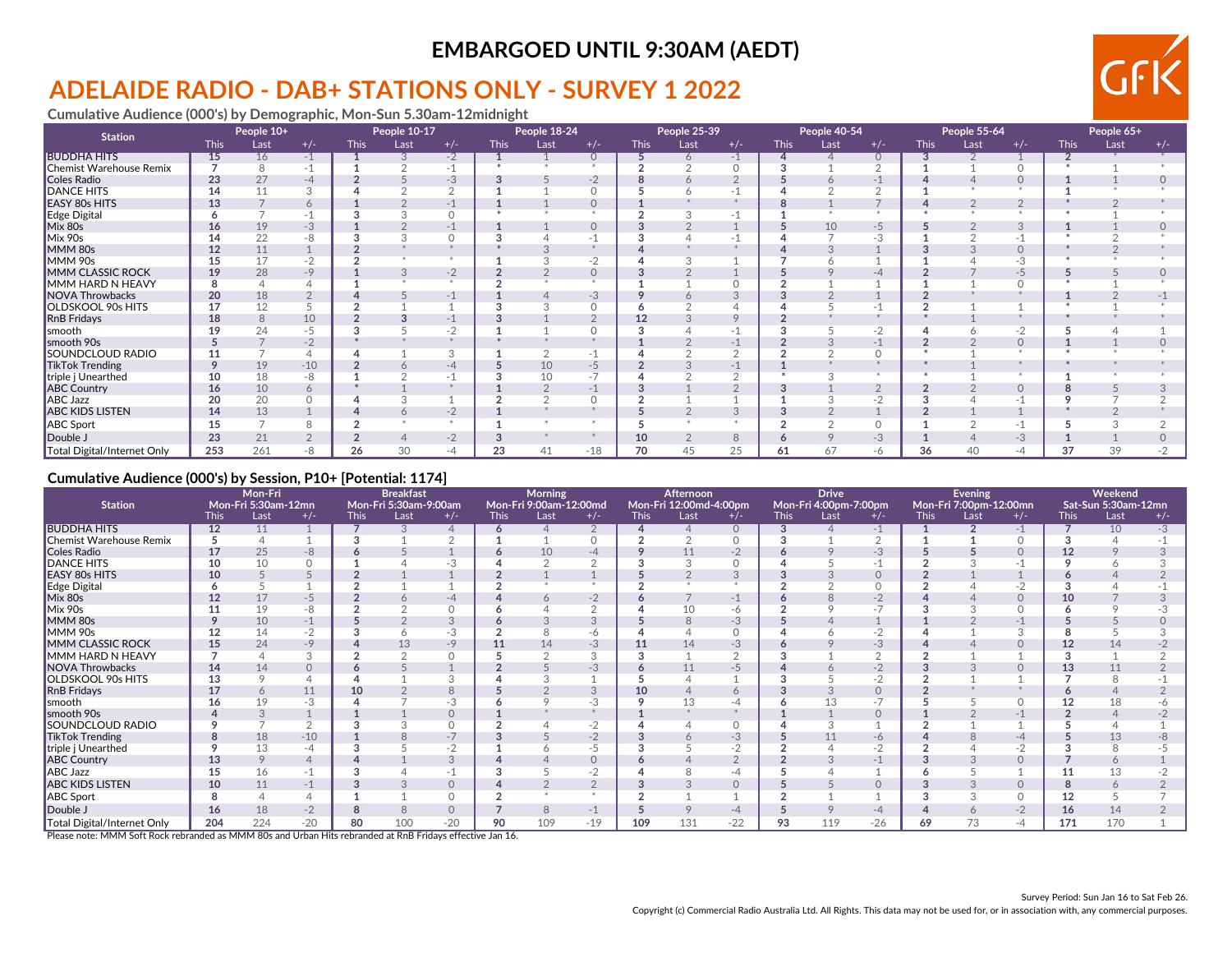**EMBARGOED UNTIL 9:30AM (AEDT)**

# ADELAIDE RADIO - DAB+ STATIONS ONLY - SURVEY 1 2022

### Cumulative Audience (000's) by Demographic, Mon-Sun 5.30am-12midnight

| Station | People 10+ | | | People 10-17 | | | People 18-24 | | | People 25-39 | | | People 40-54 | | | People 55-64 | | | People 65+ | | |
|---|---|---|---|---|---|---|---|---|---|---|---|---|---|---|---|---|---|---|---|---|---|
| | This | Last | +/- | This | Last | +/- | This | Last | +/- | This | Last | +/- | This | Last | +/- | This | Last | +/- | This | Last | +/- |
| BUDDHA HITS | 15 | 16 | -1 | 1 | 3 | -2 | 1 | 1 | 0 | 5 | 6 | -1 | 4 | 4 | 0 | 3 | 2 | 1 | 2 | * | * |
| Chemist Warehouse Remix | 7 | 8 | -1 | 1 | 2 | -1 | * | * | * | 2 | 2 | 0 | 3 | 1 | 2 | 1 | 1 | 0 | * | 1 | * |
| Coles Radio | 23 | 27 | -4 | 2 | 5 | -3 | 3 | 5 | -2 | 8 | 6 | 2 | 5 | 6 | -1 | 4 | 4 | 0 | 1 | 1 | 0 |
| DANCE HITS | 14 | 11 | 3 | 4 | 2 | 2 | 1 | 1 | 0 | 5 | 6 | -1 | 4 | 2 | 2 | 1 | * | * | 1 | * | * |
| EASY 80s HITS | 13 | 7 | 6 | 1 | 2 | -1 | 1 | 1 | 0 | 1 | * | * | 8 | 1 | 7 | 4 | 2 | 2 | * | 2 | * |
| Edge Digital | 6 | 7 | -1 | 3 | 3 | 0 | * | * | * | 2 | 3 | -1 | 1 | * | * | * | * | * | * | 1 | * |
| Mix 80s | 16 | 19 | -3 | 1 | 2 | -1 | 1 | 1 | 0 | 3 | 2 | 1 | 5 | 10 | -5 | 5 | 2 | 3 | 1 | 1 | 0 |
| Mix 90s | 14 | 22 | -8 | 3 | 3 | 0 | 3 | 4 | -1 | 3 | 4 | -1 | 4 | 7 | -3 | 1 | 2 | -1 | * | 2 | * |
| MMM 80s | 12 | 11 | 1 | 2 | * | * | * | 3 | * | 4 | * | * | 4 | 3 | 1 | 3 | 3 | 0 | * | 2 | * |
| MMM 90s | 15 | 17 | -2 | 2 | * | * | 1 | 3 | -2 | 4 | 3 | 1 | 7 | 6 | 1 | 1 | 4 | -3 | * | * | * |
| MMM CLASSIC ROCK | 19 | 28 | -9 | 1 | 3 | -2 | 2 | 2 | 0 | 3 | 2 | 1 | 5 | 9 | -4 | 2 | 7 | -5 | 5 | 5 | 0 |
| MMM HARD N HEAVY | 8 | 4 | 4 | 1 | * | * | 2 | * | * | 1 | 1 | 0 | 2 | 1 | 1 | 1 | 1 | 0 | * | 1 | * |
| NOVA Throwbacks | 20 | 18 | 2 | 4 | 5 | -1 | 1 | 4 | -3 | 9 | 6 | 3 | 3 | 2 | 1 | 2 | * | * | 1 | 2 | -1 |
| OLDSKOOL 90s HITS | 17 | 12 | 5 | 2 | 1 | 1 | 3 | 3 | 0 | 6 | 2 | 4 | 4 | 5 | -1 | 2 | 1 | 1 | * | 1 | * |
| RnB Fridays | 18 | 8 | 10 | 2 | 3 | -1 | 3 | 1 | 2 | 12 | 3 | 9 | 2 | * | * | * | 1 | * | * | * | * |
| smooth | 19 | 24 | -5 | 3 | 5 | -2 | 1 | 1 | 0 | 3 | 4 | -1 | 3 | 5 | -2 | 4 | 6 | -2 | 5 | 4 | 1 |
| smooth 90s | 5 | 7 | -2 | * | * | * | * | * | * | 1 | 2 | -1 | 2 | 3 | -1 | 2 | 2 | 0 | 1 | 1 | 0 |
| SOUNDCLOUD RADIO | 11 | 7 | 4 | 4 | 1 | 3 | 1 | 2 | -1 | 4 | 2 | 2 | 2 | 2 | 0 | * | 1 | * | * | * | * |
| TikTok Trending | 9 | 19 | -10 | 2 | 6 | -4 | 5 | 10 | -5 | 2 | 3 | -1 | 1 | * | * | * | 1 | * | * | * | * |
| triple j Unearthed | 10 | 18 | -8 | 1 | 2 | -1 | 3 | 10 | -7 | 4 | 2 | 2 | * | 3 | * | * | 1 | * | 1 | * | * |
| ABC Country | 16 | 10 | 6 | * | 1 | * | 1 | 2 | -1 | 3 | 1 | 2 | 3 | 1 | 2 | 2 | 2 | 0 | 8 | 5 | 3 |
| ABC Jazz | 20 | 20 | 0 | 4 | 3 | 1 | 2 | 2 | 0 | 2 | 1 | 1 | 1 | 3 | -2 | 3 | 4 | -1 | 9 | 7 | 2 |
| ABC KIDS LISTEN | 14 | 13 | 1 | 4 | 6 | -2 | 1 | * | * | 5 | 2 | 3 | 3 | 2 | 1 | 2 | 1 | 1 | * | 2 | * |
| ABC Sport | 15 | 7 | 8 | 2 | * | * | 1 | * | * | 5 | * | * | 2 | 2 | 0 | 1 | 2 | -1 | 5 | 3 | 2 |
| Double J | 23 | 21 | 2 | 2 | 4 | -2 | 3 | * | * | 10 | 2 | 8 | 6 | 9 | -3 | 1 | 4 | -3 | 1 | 1 | 0 |
| Total Digital/Internet Only | 253 | 261 | -8 | 26 | 30 | -4 | 23 | 41 | -18 | 70 | 45 | 25 | 61 | 67 | -6 | 36 | 40 | -4 | 37 | 39 | -2 |

### Cumulative Audience (000's) by Session, P10+ [Potential: 1174]

| Station | Mon-Fri Mon-Fri 5:30am-12mn | | | Breakfast Mon-Fri 5:30am-9:00am | | | Morning Mon-Fri 9:00am-12:00md | | | Afternoon Mon-Fri 12:00md-4:00pm | | | Drive Mon-Fri 4:00pm-7:00pm | | | Evening Mon-Fri 7:00pm-12:00mn | | | Weekend Sat-Sun 5:30am-12mn | | |
|---|---|---|---|---|---|---|---|---|---|---|---|---|---|---|---|---|---|---|---|---|---|
| | This | Last | +/- | This | Last | +/- | This | Last | +/- | This | Last | +/- | This | Last | +/- | This | Last | +/- | This | Last | +/- |
| BUDDHA HITS | 12 | 11 | 1 | 7 | 3 | 4 | 6 | 4 | 2 | 4 | 4 | 0 | 3 | 4 | -1 | 1 | 2 | -1 | 7 | 10 | -3 |
| Chemist Warehouse Remix | 5 | 4 | 1 | 3 | 1 | 2 | 1 | 1 | 0 | 2 | 2 | 0 | 3 | 1 | 2 | 1 | 1 | 0 | 3 | 4 | -1 |
| Coles Radio | 17 | 25 | -8 | 6 | 5 | 1 | 6 | 10 | -4 | 9 | 11 | -2 | 6 | 9 | -3 | 5 | 5 | 0 | 12 | 9 | 3 |
| DANCE HITS | 10 | 10 | 0 | 1 | 4 | -3 | 4 | 2 | 2 | 3 | 3 | 0 | 4 | 5 | -1 | 2 | 3 | -1 | 9 | 6 | 3 |
| EASY 80s HITS | 10 | 5 | 5 | 2 | 1 | 1 | 2 | 1 | 1 | 5 | 2 | 3 | 3 | 3 | 0 | 2 | 1 | 1 | 6 | 4 | 2 |
| Edge Digital | 6 | 5 | 1 | 2 | 1 | 1 | 2 | * | * | 2 | * | * | 2 | 2 | 0 | 2 | 4 | -2 | 3 | 4 | -1 |
| Mix 80s | 12 | 17 | -5 | 2 | 6 | -4 | 4 | 6 | -2 | 6 | 7 | -1 | 6 | 8 | -2 | 4 | 4 | 0 | 10 | 7 | 3 |
| Mix 90s | 11 | 19 | -8 | 2 | 2 | 0 | 6 | 4 | 2 | 4 | 10 | -6 | 2 | 9 | -7 | 3 | 3 | 0 | 6 | 9 | -3 |
| MMM 80s | 9 | 10 | -1 | 5 | 2 | 3 | 6 | 3 | 3 | 5 | 8 | -3 | 5 | 4 | 1 | 1 | 2 | -1 | 5 | 5 | 0 |
| MMM 90s | 12 | 14 | -2 | 3 | 6 | -3 | 2 | 8 | -6 | 4 | 4 | 0 | 4 | 6 | -2 | 4 | 1 | 3 | 8 | 5 | 3 |
| MMM CLASSIC ROCK | 15 | 24 | -9 | 4 | 13 | -9 | 11 | 14 | -3 | 11 | 14 | -3 | 6 | 9 | -3 | 4 | 4 | 0 | 12 | 14 | -2 |
| MMM HARD N HEAVY | 7 | 4 | 3 | 2 | 2 | 0 | 5 | 2 | 3 | 3 | 1 | 2 | 3 | 1 | 2 | 2 | 1 | 1 | 3 | 1 | 2 |
| NOVA Throwbacks | 14 | 14 | 0 | 6 | 5 | 1 | 2 | 5 | -3 | 6 | 11 | -5 | 4 | 6 | -2 | 3 | 3 | 0 | 13 | 11 | 2 |
| OLDSKOOL 90s HITS | 13 | 9 | 4 | 4 | 1 | 3 | 4 | 3 | 1 | 5 | 4 | 1 | 3 | 5 | -2 | 2 | 1 | 1 | 7 | 8 | -1 |
| RnB Fridays | 17 | 6 | 11 | 10 | 2 | 8 | 5 | 2 | 3 | 10 | 4 | 6 | 3 | 3 | 0 | 2 | * | * | 6 | 4 | 2 |
| smooth | 16 | 19 | -3 | 4 | 7 | -3 | 6 | 9 | -3 | 9 | 13 | -4 | 6 | 13 | -7 | 5 | 5 | 0 | 12 | 18 | -6 |
| smooth 90s | 4 | 3 | 1 | 1 | 1 | 0 | 1 | * | * | 1 | * | * | 1 | 1 | 0 | 1 | 2 | -1 | 2 | 4 | -2 |
| SOUNDCLOUD RADIO | 9 | 7 | 2 | 3 | 3 | 0 | 2 | 4 | -2 | 4 | 4 | 0 | 4 | 3 | 1 | 2 | 1 | 1 | 5 | 4 | 1 |
| TikTok Trending | 8 | 18 | -10 | 1 | 8 | -7 | 3 | 5 | -2 | 3 | 6 | -3 | 5 | 11 | -6 | 4 | 8 | -4 | 5 | 13 | -8 |
| triple j Unearthed | 9 | 13 | -4 | 3 | 5 | -2 | 1 | 6 | -5 | 3 | 5 | -2 | 2 | 4 | -2 | 2 | 4 | -2 | 3 | 8 | -5 |
| ABC Country | 13 | 9 | 4 | 4 | 1 | 3 | 4 | 4 | 0 | 6 | 4 | 2 | 2 | 3 | -1 | 3 | 3 | 0 | 7 | 6 | 1 |
| ABC Jazz | 15 | 16 | -1 | 3 | 4 | -1 | 3 | 5 | -2 | 4 | 8 | -4 | 5 | 4 | 1 | 6 | 5 | 1 | 11 | 13 | -2 |
| ABC KIDS LISTEN | 10 | 11 | -1 | 3 | 3 | 0 | 4 | 2 | 2 | 3 | 3 | 0 | 5 | 5 | 0 | 3 | 3 | 0 | 8 | 6 | 2 |
| ABC Sport | 8 | 4 | 4 | 1 | 1 | 0 | 2 | * | * | 2 | 1 | 1 | 2 | 1 | 1 | 3 | 3 | 0 | 12 | 5 | 7 |
| Double J | 16 | 18 | -2 | 8 | 8 | 0 | 7 | 8 | -1 | 5 | 9 | -4 | 5 | 9 | -4 | 4 | 6 | -2 | 16 | 14 | 2 |
| Total Digital/Internet Only | 204 | 224 | -20 | 80 | 100 | -20 | 90 | 109 | -19 | 109 | 131 | -22 | 93 | 119 | -26 | 69 | 73 | -4 | 171 | 170 | 1 |

Please note: MMM Soft Rock rebranded as MMM 80s and Urban Hits rebranded at RnB Fridays effective Jan 16.

Survey Period: Sun Jan 16 to Sat Feb 26.

Copyright (c) Commercial Radio Australia Ltd. All Rights. This data may not be used for, or in association with, any commercial purposes.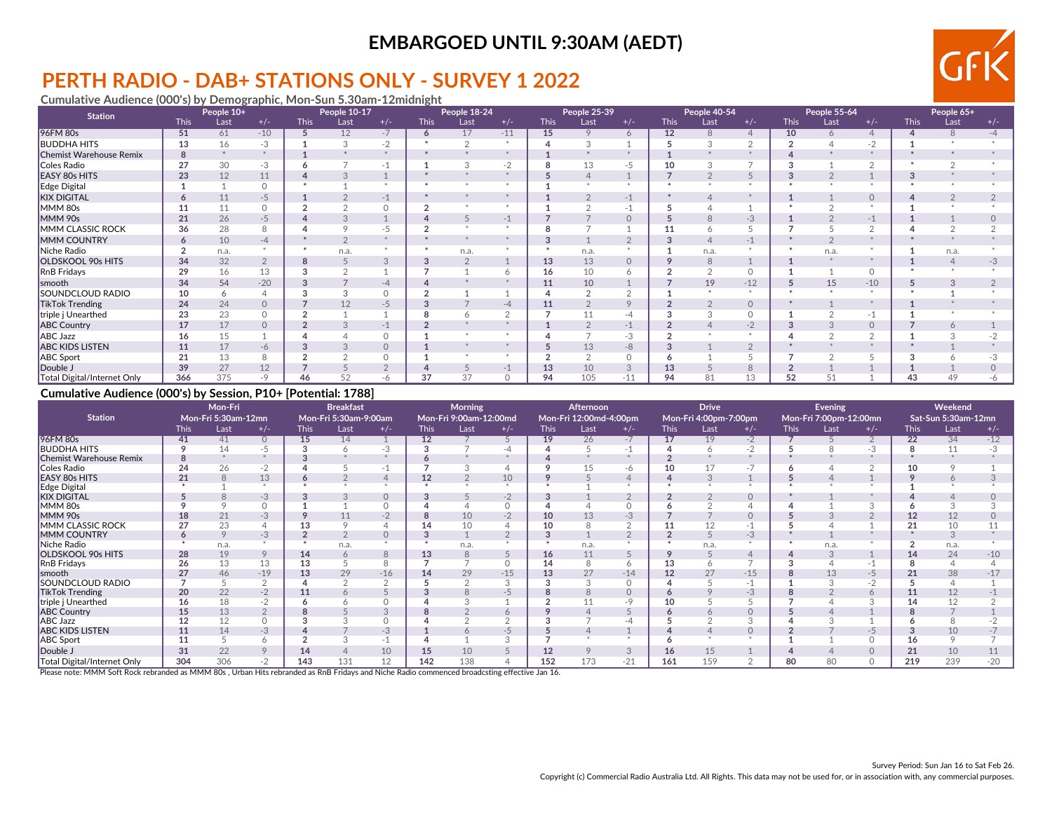**EMBARGOED UNTIL 9:30AM (AEDT)**

# PERTH RADIO - DAB+ STATIONS ONLY - SURVEY 1 2022

**Cumulative Audience (000's) by Demographic, Mon-Sun 5.30am-12midnight**

| Station | People 10+ | | | People 10-17 | | | People 18-24 | | | People 25-39 | | | People 40-54 | | | People 55-64 | | | People 65+ | | |
|---|---|---|---|---|---|---|---|---|---|---|---|---|---|---|---|---|---|---|---|---|---|
| | This | Last | +/- | This | Last | +/- | This | Last | +/- | This | Last | +/- | This | Last | +/- | This | Last | +/- | This | Last | +/- |
| 96FM 80s | 51 | 61 | -10 | 5 | 12 | -7 | 6 | 17 | -11 | 15 | 9 | 6 | 12 | 8 | 4 | 10 | 6 | 4 | 4 | 8 | -4 |
| BUDDHA HITS | 13 | 16 | -3 | 1 | 3 | -2 | * | 2 | * | 4 | 3 | 1 | 5 | 3 | 2 | 2 | 4 | -2 | 1 | * | * |
| Chemist Warehouse Remix | 8 | * | * | 1 | * | * | * | * | * | 1 | * | * | 1 | * | * | 4 | * | * | * | * | * |
| Coles Radio | 27 | 30 | -3 | 6 | 7 | -1 | 1 | 3 | -2 | 8 | 13 | -5 | 10 | 3 | 7 | 3 | 1 | 2 | * | 2 | * |
| EASY 80s HITS | 23 | 12 | 11 | 4 | 3 | 1 | * | * | * | 5 | 4 | 1 | 7 | 2 | 5 | 3 | 2 | 1 | 3 | * | * |
| Edge Digital | 1 | 1 | 0 | * | 1 | * | * | * | * | 1 | * | * | * | * | * | * | * | * | * | * | * |
| KIX DIGITAL | 6 | 11 | -5 | 1 | 2 | -1 | * | * | * | 1 | 2 | -1 | * | 4 | * | 1 | 1 | 0 | 4 | 2 | 2 |
| MMM 80s | 11 | 11 | 0 | 2 | 2 | 0 | 2 | * | * | 1 | 2 | -1 | 5 | 4 | 1 | * | 2 | * | 1 | * | * |
| MMM 90s | 21 | 26 | -5 | 4 | 3 | 1 | 4 | 5 | -1 | 7 | 7 | 0 | 5 | 8 | -3 | 1 | 2 | -1 | 1 | 1 | 0 |
| MMM CLASSIC ROCK | 36 | 28 | 8 | 4 | 9 | -5 | 2 | * | * | 8 | 7 | 1 | 11 | 6 | 5 | 7 | 5 | 2 | 4 | 2 | 2 |
| MMM COUNTRY | 6 | 10 | -4 | * | 2 | * | * | * | * | 3 | 1 | 2 | 3 | 4 | -1 | * | 2 | * | * | * | * |
| Niche Radio | 2 | n.a. | * | * | n.a. | * | * | n.a. | * | * | n.a. | * | 1 | n.a. | * | * | n.a. | * | 1 | n.a. | * |
| OLDSKOOL 90s HITS | 34 | 32 | 2 | 8 | 5 | 3 | 3 | 2 | 1 | 13 | 13 | 0 | 9 | 8 | 1 | 1 | * | * | 1 | 4 | -3 |
| RnB Fridays | 29 | 16 | 13 | 3 | 2 | 1 | 7 | 1 | 6 | 16 | 10 | 6 | 2 | 2 | 0 | 1 | 1 | 0 | * | * | * |
| smooth | 34 | 54 | -20 | 3 | 7 | -4 | 4 | * | * | 11 | 10 | 1 | 7 | 19 | -12 | 5 | 15 | -10 | 5 | 3 | 2 |
| SOUNDCLOUD RADIO | 10 | 6 | 4 | 3 | 3 | 0 | 2 | 1 | 1 | 4 | 2 | 2 | 1 | * | * | * | * | * | * | 1 | * |
| TikTok Trending | 24 | 24 | 0 | 7 | 12 | -5 | 3 | 7 | -4 | 11 | 2 | 9 | 2 | 2 | 0 | * | 1 | * | 1 | * | * |
| triple j Unearthed | 23 | 23 | 0 | 2 | 1 | 1 | 8 | 6 | 2 | 7 | 11 | -4 | 3 | 3 | 0 | 1 | 2 | -1 | 1 | * | * |
| ABC Country | 17 | 17 | 0 | 2 | 3 | -1 | 2 | * | * | 1 | 2 | -1 | 2 | 4 | -2 | 3 | 3 | 0 | 7 | 6 | 1 |
| ABC Jazz | 16 | 15 | 1 | 4 | 4 | 0 | 1 | * | * | 4 | 7 | -3 | 2 | * | * | 4 | 2 | 2 | 1 | 3 | -2 |
| ABC KIDS LISTEN | 11 | 17 | -6 | 3 | 3 | 0 | 1 | * | * | 5 | 13 | -8 | 3 | 1 | 2 | * | * | * | * | 1 | * |
| ABC Sport | 21 | 13 | 8 | 2 | 2 | 0 | 1 | * | * | 2 | 2 | 0 | 6 | 1 | 5 | 7 | 2 | 5 | 3 | 6 | -3 |
| Double J | 39 | 27 | 12 | 7 | 5 | 2 | 4 | 5 | -1 | 13 | 10 | 3 | 13 | 5 | 8 | 2 | 1 | 1 | 1 | 1 | 0 |
| Total Digital/Internet Only | 366 | 375 | -9 | 46 | 52 | -6 | 37 | 37 | 0 | 94 | 105 | -11 | 94 | 81 | 13 | 52 | 51 | 1 | 43 | 49 | -6 |

**Cumulative Audience (000's) by Session, P10+ [Potential: 1788]**

| Station | Mon-Fri Mon-Fri 5:30am-12mn | | | Breakfast Mon-Fri 5:30am-9:00am | | | Morning Mon-Fri 9:00am-12:00md | | | Afternoon Mon-Fri 12:00md-4:00pm | | | Drive Mon-Fri 4:00pm-7:00pm | | | Evening Mon-Fri 7:00pm-12:00mn | | | Weekend Sat-Sun 5:30am-12mn | | |
|---|---|---|---|---|---|---|---|---|---|---|---|---|---|---|---|---|---|---|---|---|---|
| | This | Last | +/- | This | Last | +/- | This | Last | +/- | This | Last | +/- | This | Last | +/- | This | Last | +/- | This | Last | +/- |
| 96FM 80s | 41 | 41 | 0 | 15 | 14 | 1 | 12 | 7 | 5 | 19 | 26 | -7 | 17 | 19 | -2 | 7 | 5 | 2 | 22 | 34 | -12 |
| BUDDHA HITS | 9 | 14 | -5 | 3 | 6 | -3 | 3 | 7 | -4 | 4 | 5 | -1 | 4 | 6 | -2 | 5 | 8 | -3 | 8 | 11 | -3 |
| Chemist Warehouse Remix | 8 | * | * | 3 | * | * | 6 | * | * | 4 | * | * | 2 | * | * | * | * | * | * | * | * |
| Coles Radio | 24 | 26 | -2 | 4 | 5 | -1 | 7 | 3 | 4 | 9 | 15 | -6 | 10 | 17 | -7 | 6 | 4 | 2 | 10 | 9 | 1 |
| EASY 80s HITS | 21 | 8 | 13 | 6 | 2 | 4 | 12 | 2 | 10 | 9 | 5 | 4 | 4 | 3 | 1 | 5 | 4 | 1 | 9 | 6 | 3 |
| Edge Digital | * | 1 | * | * | * | * | * | * | * | * | 1 | * | * | * | * | * | * | * | 1 | * | * |
| KIX DIGITAL | 5 | 8 | -3 | 3 | 3 | 0 | 3 | 5 | -2 | 3 | 1 | 2 | 2 | 2 | 0 | * | 1 | * | 4 | 4 | 0 |
| MMM 80s | 9 | 9 | 0 | 1 | 1 | 0 | 4 | 4 | 0 | 4 | 4 | 0 | 6 | 2 | 4 | 4 | 1 | 3 | 6 | 3 | 3 |
| MMM 90s | 18 | 21 | -3 | 9 | 11 | -2 | 8 | 10 | -2 | 10 | 13 | -3 | 7 | 7 | 0 | 5 | 3 | 2 | 12 | 12 | 0 |
| MMM CLASSIC ROCK | 27 | 23 | 4 | 13 | 9 | 4 | 14 | 10 | 4 | 10 | 8 | 2 | 11 | 12 | -1 | 5 | 4 | 1 | 21 | 10 | 11 |
| MMM COUNTRY | 6 | 9 | -3 | 2 | 2 | 0 | 3 | 1 | 2 | 3 | 1 | 2 | 2 | 5 | -3 | * | 1 | * | * | 3 | * |
| Niche Radio | * | n.a. | * | * | n.a. | * | * | n.a. | * | * | n.a. | * | * | n.a. | * | * | n.a. | * | 2 | n.a. | * |
| OLDSKOOL 90s HITS | 28 | 19 | 9 | 14 | 6 | 8 | 13 | 8 | 5 | 16 | 11 | 5 | 9 | 5 | 4 | 4 | 3 | 1 | 14 | 24 | -10 |
| RnB Fridays | 26 | 13 | 13 | 13 | 5 | 8 | 7 | 7 | 0 | 14 | 8 | 6 | 13 | 6 | 7 | 3 | 4 | -1 | 8 | 4 | 4 |
| smooth | 27 | 46 | -19 | 13 | 29 | -16 | 14 | 29 | -15 | 13 | 27 | -14 | 12 | 27 | -15 | 8 | 13 | -5 | 21 | 38 | -17 |
| SOUNDCLOUD RADIO | 7 | 5 | 2 | 4 | 2 | 2 | 5 | 2 | 3 | 3 | 3 | 0 | 4 | 5 | -1 | 1 | 3 | -2 | 5 | 4 | 1 |
| TikTok Trending | 20 | 22 | -2 | 11 | 6 | 5 | 3 | 8 | -5 | 8 | 8 | 0 | 6 | 9 | -3 | 8 | 2 | 6 | 11 | 12 | -1 |
| triple j Unearthed | 16 | 18 | -2 | 6 | 6 | 0 | 4 | 3 | 1 | 2 | 11 | -9 | 10 | 5 | 5 | 7 | 4 | 3 | 14 | 12 | 2 |
| ABC Country | 15 | 13 | 2 | 8 | 5 | 3 | 8 | 2 | 6 | 9 | 4 | 5 | 6 | 6 | 0 | 5 | 4 | 1 | 8 | 7 | 1 |
| ABC Jazz | 12 | 12 | 0 | 3 | 3 | 0 | 4 | 2 | 2 | 3 | 7 | -4 | 5 | 2 | 3 | 4 | 3 | 1 | 6 | 8 | -2 |
| ABC KIDS LISTEN | 11 | 14 | -3 | 4 | 7 | -3 | 1 | 6 | -5 | 5 | 4 | 1 | 4 | 4 | 0 | 2 | 7 | -5 | 3 | 10 | -7 |
| ABC Sport | 11 | 5 | 6 | 2 | 3 | -1 | 4 | 1 | 3 | 7 | * | * | 6 | * | * | 1 | 1 | 0 | 16 | 9 | 7 |
| Double J | 31 | 22 | 9 | 14 | 4 | 10 | 15 | 10 | 5 | 12 | 9 | 3 | 16 | 15 | 1 | 4 | 4 | 0 | 21 | 10 | 11 |
| Total Digital/Internet Only | 304 | 306 | -2 | 143 | 131 | 12 | 142 | 138 | 4 | 152 | 173 | -21 | 161 | 159 | 2 | 80 | 80 | 0 | 219 | 239 | -20 |

Please note: MMM Soft Rock rebranded as MMM 80s , Urban Hits rebranded as RnB Fridays and Niche Radio commenced broadcsting effective Jan 16.

Survey Period: Sun Jan 16 to Sat Feb 26.

Copyright (c) Commercial Radio Australia Ltd. All Rights. This data may not be used for, or in association with, any commercial purposes.